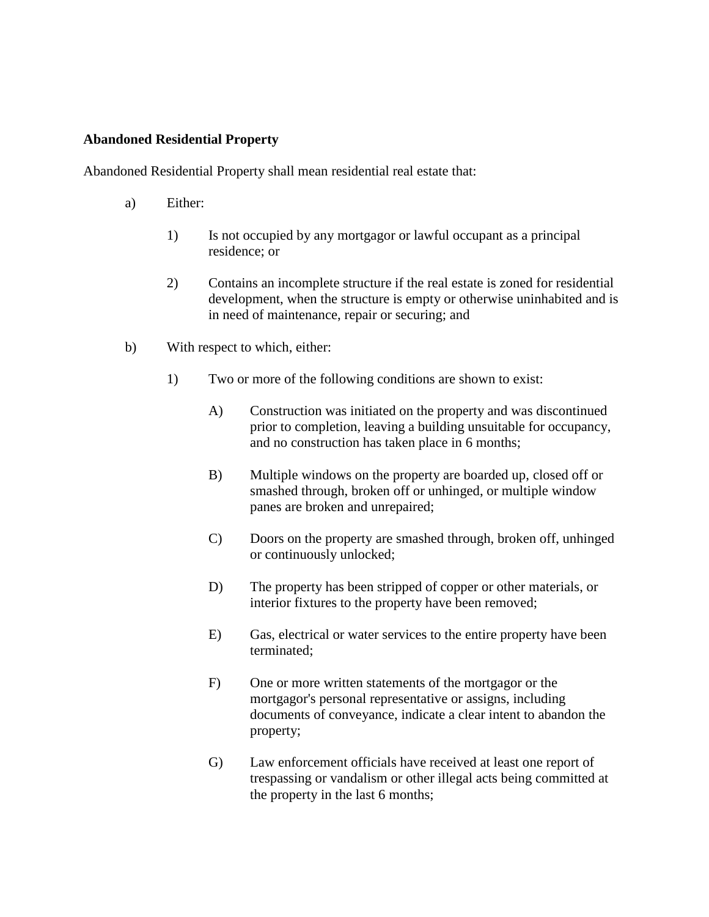**Abandoned Residential Property**

Abandoned Residential Property shall mean residential real estate that:

a) Either:

   1) Is not occupied by any mortgagor or lawful occupant as a principal residence; or

   2) Contains an incomplete structure if the real estate is zoned for residential development, when the structure is empty or otherwise uninhabited and is in need of maintenance, repair or securing; and

b) With respect to which, either:

   1) Two or more of the following conditions are shown to exist:

      A) Construction was initiated on the property and was discontinued prior to completion, leaving a building unsuitable for occupancy, and no construction has taken place in 6 months;

      B) Multiple windows on the property are boarded up, closed off or smashed through, broken off or unhinged, or multiple window panes are broken and unrepaired;

      C) Doors on the property are smashed through, broken off, unhinged or continuously unlocked;

      D) The property has been stripped of copper or other materials, or interior fixtures to the property have been removed;

      E) Gas, electrical or water services to the entire property have been terminated;

      F) One or more written statements of the mortgagor or the mortgagor's personal representative or assigns, including documents of conveyance, indicate a clear intent to abandon the property;

      G) Law enforcement officials have received at least one report of trespassing or vandalism or other illegal acts being committed at the property in the last 6 months;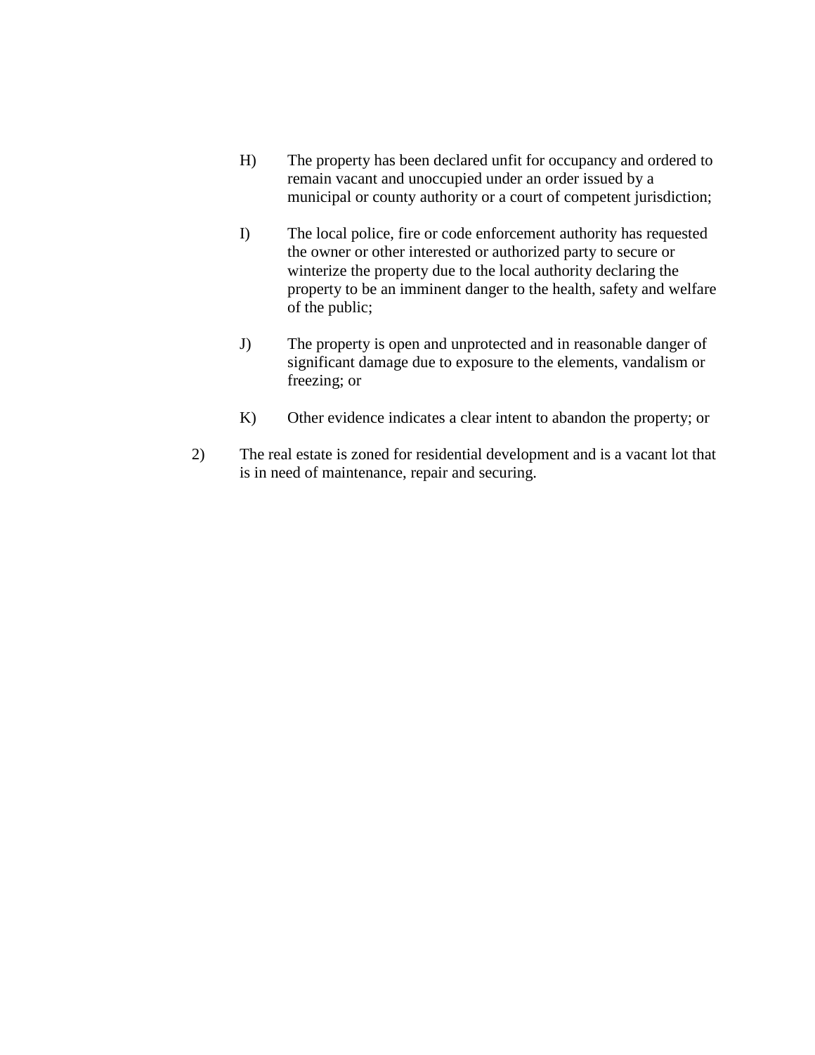H) The property has been declared unfit for occupancy and ordered to remain vacant and unoccupied under an order issued by a municipal or county authority or a court of competent jurisdiction;

I) The local police, fire or code enforcement authority has requested the owner or other interested or authorized party to secure or winterize the property due to the local authority declaring the property to be an imminent danger to the health, safety and welfare of the public;

J) The property is open and unprotected and in reasonable danger of significant damage due to exposure to the elements, vandalism or freezing; or

K) Other evidence indicates a clear intent to abandon the property; or

2) The real estate is zoned for residential development and is a vacant lot that is in need of maintenance, repair and securing.